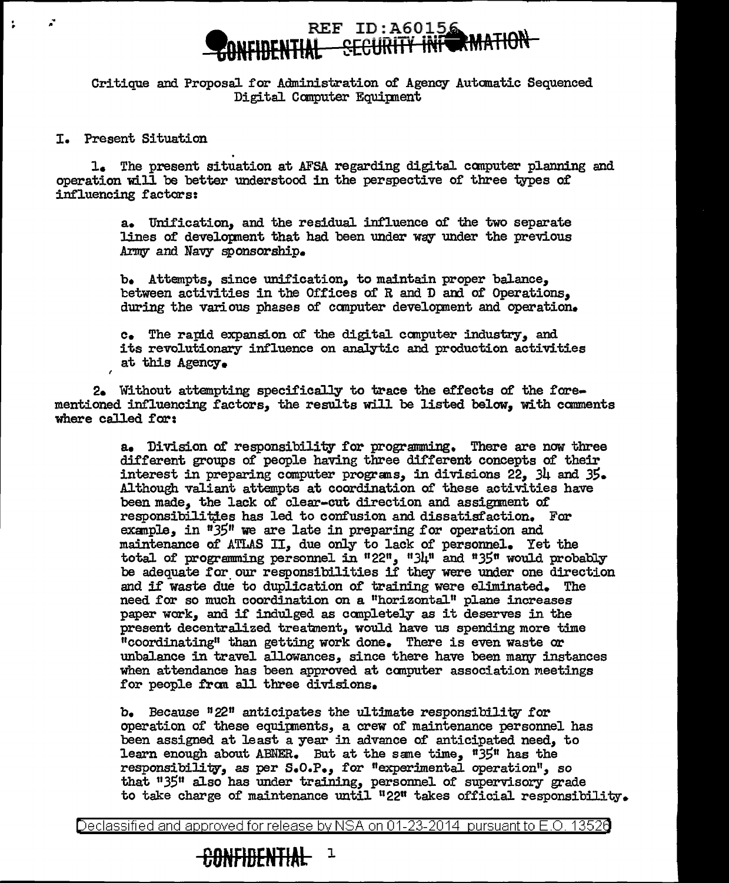Critique and Proposal for Administration of Agency Automatic Sequenced Digital Computer Equipment

## I. Present Situation

1. The present situation at AFSA regarding digital computer planning and operation will be better understood in the perspective of three types of influencing factors:

   a. Unification, and the residual influence of the two separate lines of development that had been under way under the previous Army and Navy sponsorship.

   b. Attempts, since unification, to maintain proper balance, between activities in the Offices of R and D and of Operations, during the various phases of computer development and operation.

   c. The rapid expansion of the digital computer industry, and its revolutionary influence on analytic and production activities at this Agency.

2. Without attempting specifically to trace the effects of the forementioned influencing factors, the results will be listed below, with comments where called for:

   a. Division of responsibility for programming. There are now three different groups of people having three different concepts of their interest in preparing computer programs, in divisions 22, 34 and 35. Although valiant attempts at coordination of these activities have been made, the lack of clear-cut direction and assignment of responsibilities has led to confusion and dissatisfaction. For example, in "35" we are late in preparing for operation and maintenance of ATLAS II, due only to lack of personnel. Yet the total of programming personnel in "22", "34" and "35" would probably be adequate for our responsibilities if they were under one direction and if waste due to duplication of training were eliminated. The need for so much coordination on a "horizontal" plane increases paper work, and if indulged as completely as it deserves in the present decentralized treatment, would have us spending more time "coordinating" than getting work done. There is even waste or unbalance in travel allowances, since there have been many instances when attendance has been approved at computer association meetings for people from all three divisions.

   b. Because "22" anticipates the ultimate responsibility for operation of these equipments, a crew of maintenance personnel has been assigned at least a year in advance of anticipated need, to learn enough about ABNER. But at the same time, "35" has the responsibility, as per S.O.P., for "experimental operation", so that "35" also has under training, personnel of supervisory grade to take charge of maintenance until "22" takes official responsibility.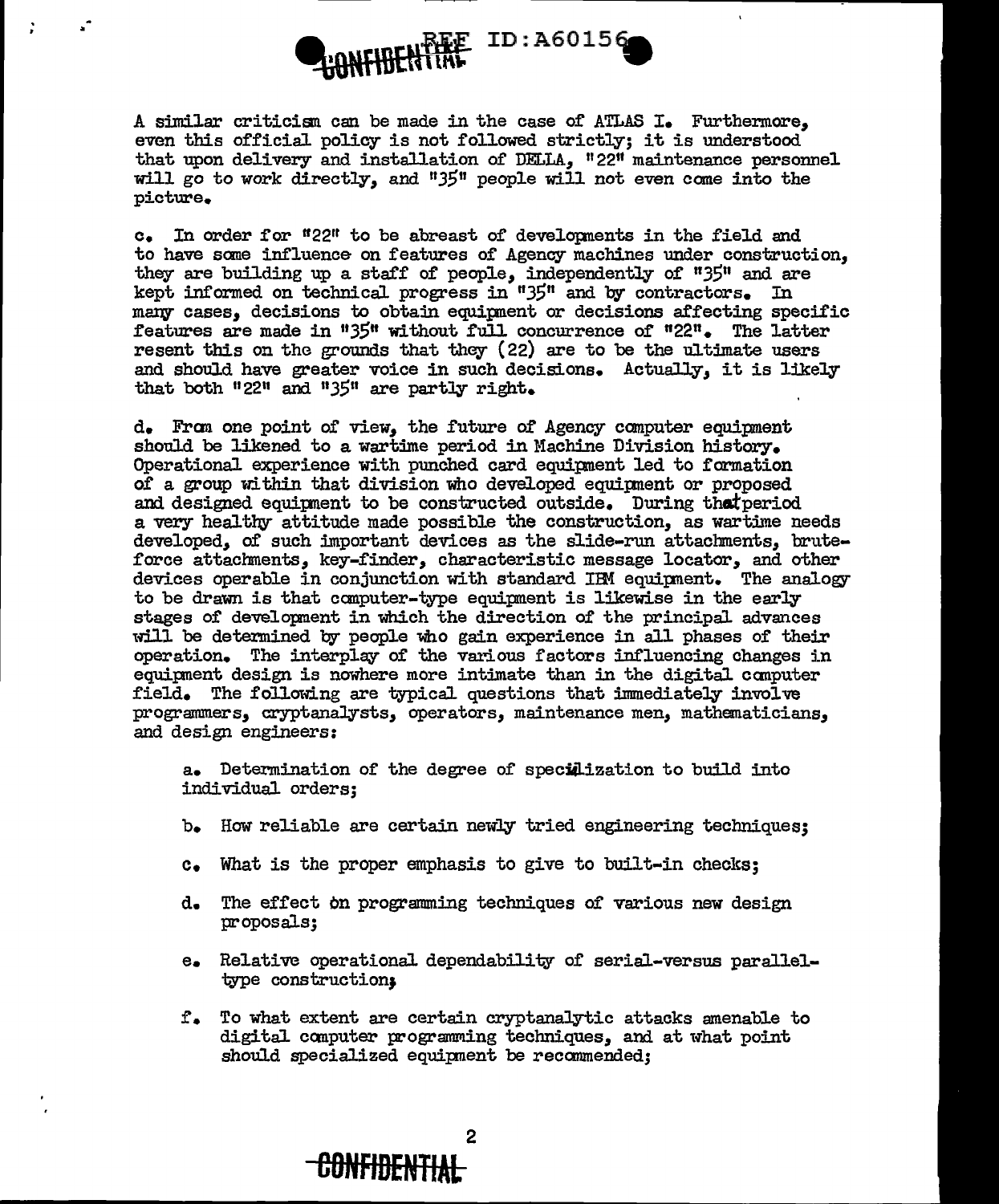A similar criticism can be made in the case of ATLAS I. Furthermore, even this official policy is not followed strictly; it is understood that upon delivery and installation of DELLA, "22" maintenance personnel will go to work directly, and "35" people will not even come into the picture.

c. In order for "22" to be abreast of developments in the field and to have some influence on features of Agency machines under construction, they are building up a staff of people, independently of "35" and are kept informed on technical progress in "35" and by contractors. In many cases, decisions to obtain equipment or decisions affecting specific features are made in "35" without full concurrence of "22". The latter resent this on the grounds that they (22) are to be the ultimate users and should have greater voice in such decisions. Actually, it is likely that both "22" and "35" are partly right.

d. From one point of view, the future of Agency computer equipment should be likened to a wartime period in Machine Division history. Operational experience with punched card equipment led to formation of a group within that division who developed equipment or proposed and designed equipment to be constructed outside. During that period a very healthy attitude made possible the construction, as wartime needs developed, of such important devices as the slide-run attachments, brute-force attachments, key-finder, characteristic message locator, and other devices operable in conjunction with standard IBM equipment. The analogy to be drawn is that computer-type equipment is likewise in the early stages of development in which the direction of the principal advances will be determined by people who gain experience in all phases of their operation. The interplay of the various factors influencing changes in equipment design is nowhere more intimate than in the digital computer field. The following are typical questions that immediately involve programmers, cryptanalysts, operators, maintenance men, mathematicians, and design engineers:

a. Determination of the degree of specialization to build into individual orders;

b. How reliable are certain newly tried engineering techniques;

c. What is the proper emphasis to give to built-in checks;

d. The effect on programming techniques of various new design proposals;

e. Relative operational dependability of serial-versus parallel-type construction;

f. To what extent are certain cryptanalytic attacks amenable to digital computer programming techniques, and at what point should specialized equipment be recommended;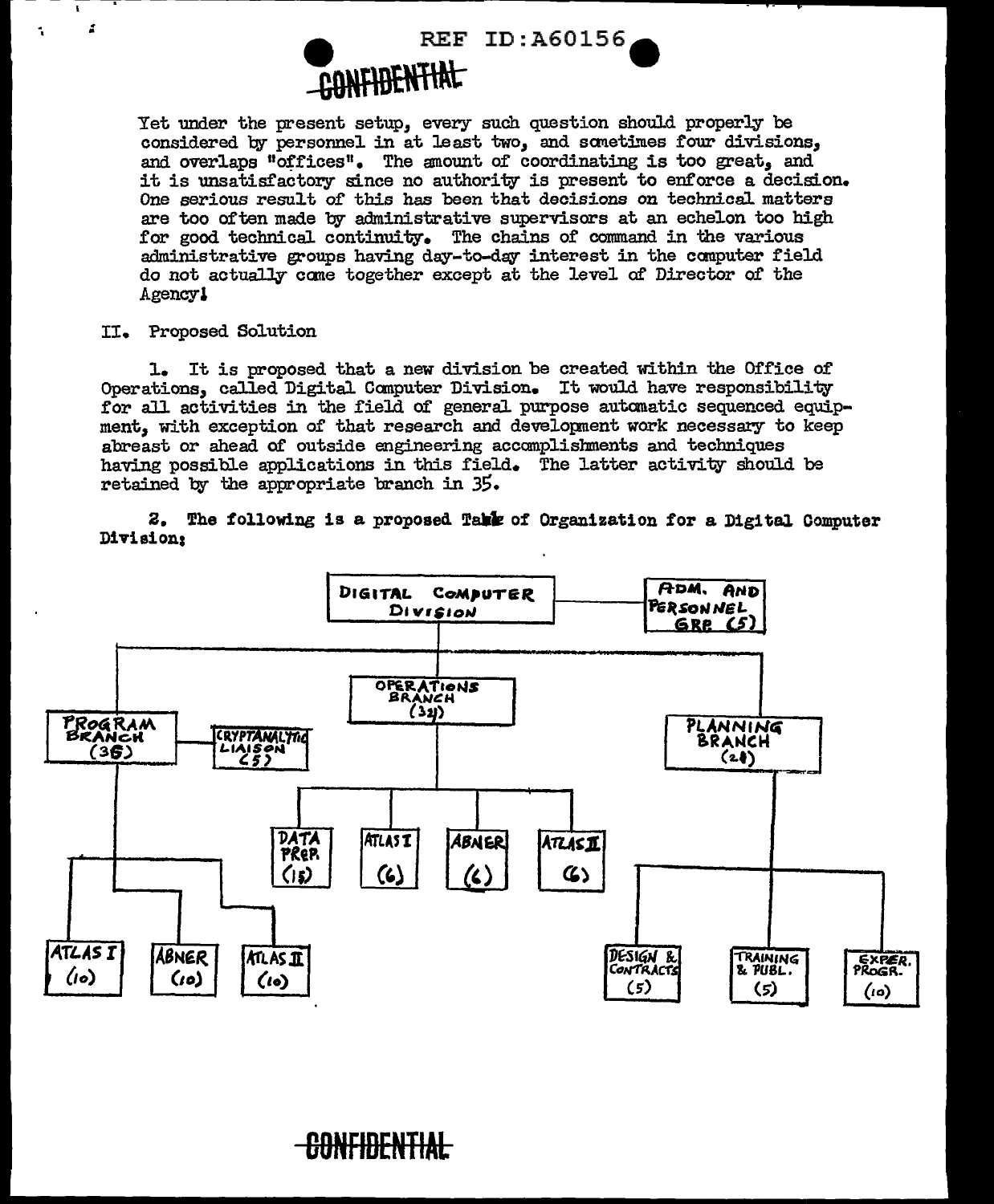Yet under the present setup, every such question should properly be considered by personnel in at least two, and sometimes four divisions, and overlaps "offices". The amount of coordinating is too great, and it is unsatisfactory since no authority is present to enforce a decision. One serious result of this has been that decisions on technical matters are too often made by administrative supervisors at an echelon too high for good technical continuity. The chains of command in the various administrative groups having day-to-day interest in the computer field do not actually come together except at the level of Director of the Agency!

II. Proposed Solution

1. It is proposed that a new division be created within the Office of Operations, called Digital Computer Division. It would have responsibility for all activities in the field of general purpose automatic sequenced equipment, with exception of that research and development work necessary to keep abreast or ahead of outside engineering accomplishments and techniques having possible applications in this field. The latter activity should be retained by the appropriate branch in 35.

2. The following is a proposed Table of Organization for a Digital Computer Division:

- DIGITAL COMPUTER DIVISION
  - ADM. AND PERSONNEL GRP (5)
  - PROGRAM BRANCH (36)
    - CRYPTANALYTIC LIAISON (5)
    - ATLAS I (10)
    - ABNER (10)
    - ATLAS II (10)
  - OPERATIONS BRANCH (32)
    - DATA PREP. (15)
    - ATLAS I (6)
    - ABNER (6)
    - ATLAS II (6)
  - PLANNING BRANCH (21)
    - DESIGN & CONTRACTS (5)
    - TRAINING & PUBL. (5)
    - EXPER. PROGR. (10)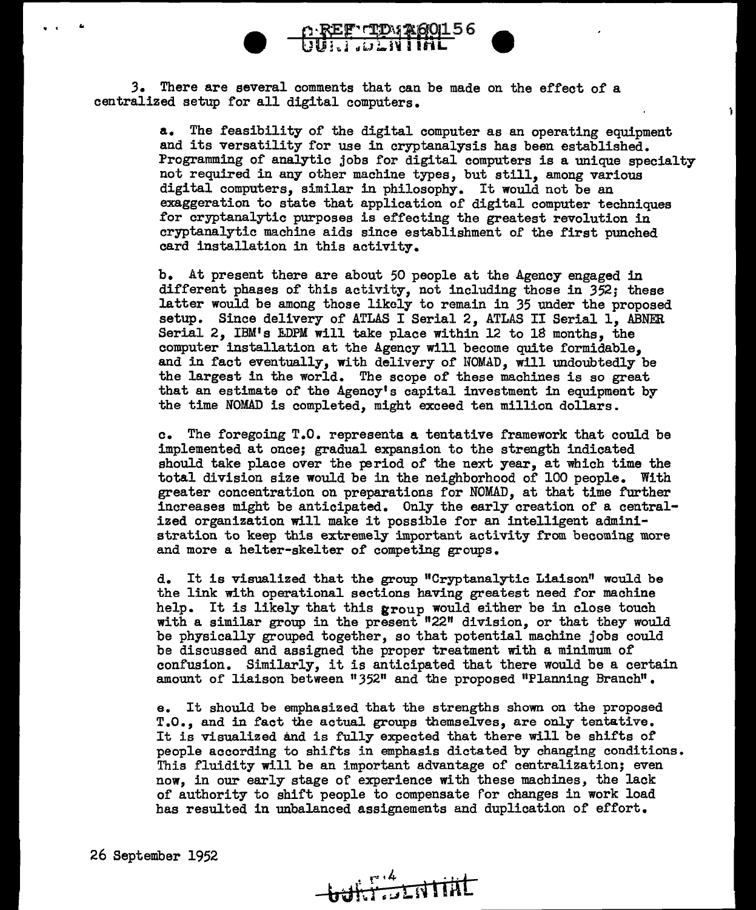3. There are several comments that can be made on the effect of a centralized setup for all digital computers.

a. The feasibility of the digital computer as an operating equipment and its versatility for use in cryptanalysis has been established. Programming of analytic jobs for digital computers is a unique specialty not required in any other machine types, but still, among various digital computers, similar in philosophy. It would not be an exaggeration to state that application of digital computer techniques for cryptanalytic purposes is effecting the greatest revolution in cryptanalytic machine aids since establishment of the first punched card installation in this activity.

b. At present there are about 50 people at the Agency engaged in different phases of this activity, not including those in 352; these latter would be among those likely to remain in 35 under the proposed setup. Since delivery of ATLAS I Serial 2, ATLAS II Serial 1, ABNER Serial 2, IBM's EDPM will take place within 12 to 18 months, the computer installation at the Agency will become quite formidable, and in fact eventually, with delivery of NOMAD, will undoubtedly be the largest in the world. The scope of these machines is so great that an estimate of the Agency's capital investment in equipment by the time NOMAD is completed, might exceed ten million dollars.

c. The foregoing T.O. represents a tentative framework that could be implemented at once; gradual expansion to the strength indicated should take place over the period of the next year, at which time the total division size would be in the neighborhood of 100 people. With greater concentration on preparations for NOMAD, at that time further increases might be anticipated. Only the early creation of a centralized organization will make it possible for an intelligent administration to keep this extremely important activity from becoming more and more a helter-skelter of competing groups.

d. It is visualized that the group "Cryptanalytic Liaison" would be the link with operational sections having greatest need for machine help. It is likely that this group would either be in close touch with a similar group in the present "22" division, or that they would be physically grouped together, so that potential machine jobs could be discussed and assigned the proper treatment with a minimum of confusion. Similarly, it is anticipated that there would be a certain amount of liaison between "352" and the proposed "Planning Branch".

e. It should be emphasized that the strengths shown on the proposed T.O., and in fact the actual groups themselves, are only tentative. It is visualized and is fully expected that there will be shifts of people according to shifts in emphasis dictated by changing conditions. This fluidity will be an important advantage of centralization; even now, in our early stage of experience with these machines, the lack of authority to shift people to compensate for changes in work load has resulted in unbalanced assignements and duplication of effort.

26 September 1952